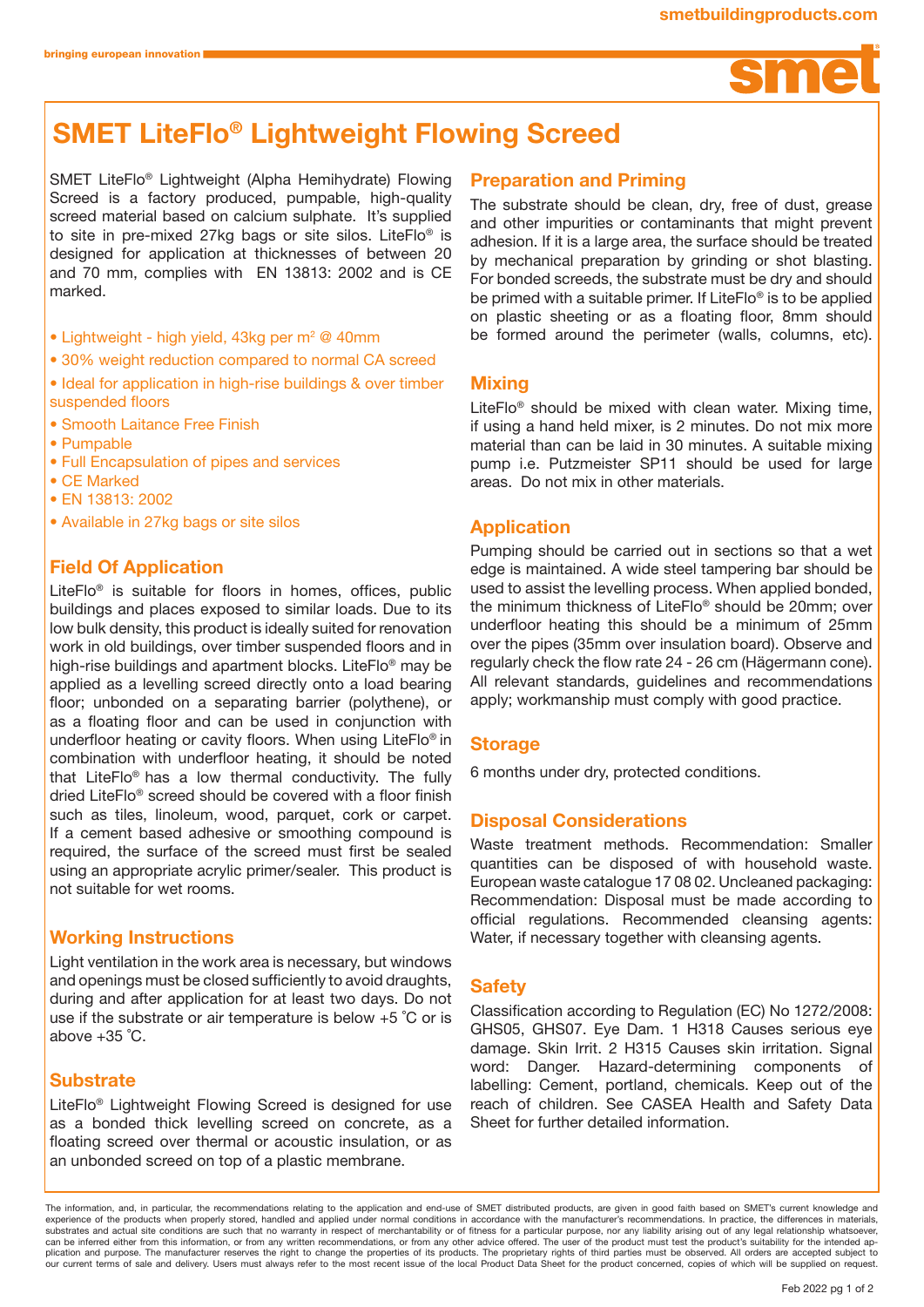# SMET LiteFlo® Lightweight Flowing Screed

SMET LiteFlo® Lightweight (Alpha Hemihydrate) Flowing Screed is a factory produced, pumpable, high-quality screed material based on calcium sulphate. It's supplied to site in pre-mixed 27kg bags or site silos. LiteFlo® is designed for application at thicknesses of between 20 and 70 mm, complies with EN 13813: 2002 and is CE marked.

- Lightweight - high yield, 43kg per m² @ 40mm
- 30% weight reduction compared to normal CA screed
- Ideal for application in high-rise buildings & over timber suspended floors
- Smooth Laitance Free Finish
- Pumpable
- Full Encapsulation of pipes and services
- CE Marked
- EN 13813: 2002
- Available in 27kg bags or site silos

## Field Of Application

LiteFlo® is suitable for floors in homes, offices, public buildings and places exposed to similar loads. Due to its low bulk density, this product is ideally suited for renovation work in old buildings, over timber suspended floors and in high-rise buildings and apartment blocks. LiteFlo® may be applied as a levelling screed directly onto a load bearing floor; unbonded on a separating barrier (polythene), or as a floating floor and can be used in conjunction with underfloor heating or cavity floors. When using LiteFlo® in combination with underfloor heating, it should be noted that LiteFlo® has a low thermal conductivity. The fully dried LiteFlo® screed should be covered with a floor finish such as tiles, linoleum, wood, parquet, cork or carpet. If a cement based adhesive or smoothing compound is required, the surface of the screed must first be sealed using an appropriate acrylic primer/sealer. This product is not suitable for wet rooms.

## Working Instructions

Light ventilation in the work area is necessary, but windows and openings must be closed sufficiently to avoid draughts, during and after application for at least two days. Do not use if the substrate or air temperature is below +5 °C or is above +35 °C.

## Substrate

LiteFlo® Lightweight Flowing Screed is designed for use as a bonded thick levelling screed on concrete, as a floating screed over thermal or acoustic insulation, or as an unbonded screed on top of a plastic membrane.

## Preparation and Priming

The substrate should be clean, dry, free of dust, grease and other impurities or contaminants that might prevent adhesion. If it is a large area, the surface should be treated by mechanical preparation by grinding or shot blasting. For bonded screeds, the substrate must be dry and should be primed with a suitable primer. If LiteFlo® is to be applied on plastic sheeting or as a floating floor, 8mm should be formed around the perimeter (walls, columns, etc).

## Mixing

LiteFlo® should be mixed with clean water. Mixing time, if using a hand held mixer, is 2 minutes. Do not mix more material than can be laid in 30 minutes. A suitable mixing pump i.e. Putzmeister SP11 should be used for large areas. Do not mix in other materials.

## Application

Pumping should be carried out in sections so that a wet edge is maintained. A wide steel tampering bar should be used to assist the levelling process. When applied bonded, the minimum thickness of LiteFlo® should be 20mm; over underfloor heating this should be a minimum of 25mm over the pipes (35mm over insulation board). Observe and regularly check the flow rate 24 - 26 cm (Hägermann cone). All relevant standards, guidelines and recommendations apply; workmanship must comply with good practice.

## Storage

6 months under dry, protected conditions.

## Disposal Considerations

Waste treatment methods. Recommendation: Smaller quantities can be disposed of with household waste. European waste catalogue 17 08 02. Uncleaned packaging: Recommendation: Disposal must be made according to official regulations. Recommended cleansing agents: Water, if necessary together with cleansing agents.

## Safety

Classification according to Regulation (EC) No 1272/2008: GHS05, GHS07. Eye Dam. 1 H318 Causes serious eye damage. Skin Irrit. 2 H315 Causes skin irritation. Signal word: Danger. Hazard-determining components of labelling: Cement, portland, chemicals. Keep out of the reach of children. See CASEA Health and Safety Data Sheet for further detailed information.

The information, and, in particular, the recommendations relating to the application and end-use of SMET distributed products, are given in good faith based on SMET's current knowledge and experience of the products when properly stored, handled and applied under normal conditions in accordance with the manufacturer's recommendations. In practice, the differences in materials, substrates and actual site conditions are such that no warranty in respect of merchantability or of fitness for a particular purpose, nor any liability arising out of any legal relationship whatsoever, can be inferred either from this information, or from any written recommendations, or from any other advice offered. The user of the product must test the product's suitability for the intended application and purpose. The manufacturer reserves the right to change the properties of its products. The proprietary rights of third parties must be observed. All orders are accepted subject to our current terms of sale and delivery. Users must always refer to the most recent issue of the local Product Data Sheet for the product concerned, copies of which will be supplied on request.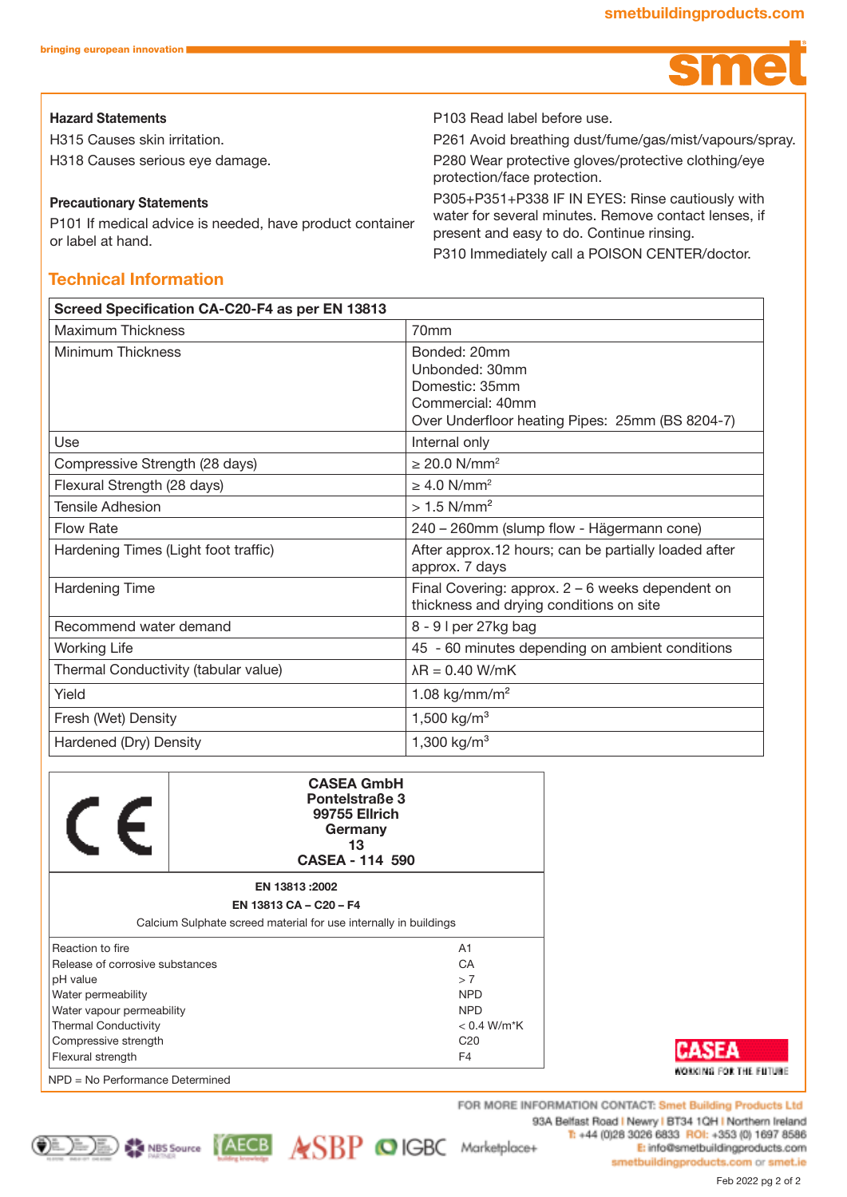**Hazard Statements**

H315 Causes skin irritation.

H318 Causes serious eye damage.

**Precautionary Statements**

P101 If medical advice is needed, have product container or label at hand.

P103 Read label before use.

P261 Avoid breathing dust/fume/gas/mist/vapours/spray.

P280 Wear protective gloves/protective clothing/eye protection/face protection.

P305+P351+P338 IF IN EYES: Rinse cautiously with water for several minutes. Remove contact lenses, if present and easy to do. Continue rinsing.

P310 Immediately call a POISON CENTER/doctor.

## Technical Information

| **Screed Specification CA-C20-F4 as per EN 13813** | |
|---|---|
| Maximum Thickness | 70mm |
| Minimum Thickness | Bonded: 20mm<br>Unbonded: 30mm<br>Domestic: 35mm<br>Commercial: 40mm<br>Over Underfloor heating Pipes: 25mm (BS 8204-7) |
| Use | Internal only |
| Compressive Strength (28 days) | ≥ 20.0 N/mm$^2$ |
| Flexural Strength (28 days) | ≥ 4.0 N/mm$^2$ |
| Tensile Adhesion | > 1.5 N/mm$^2$ |
| Flow Rate | 240 – 260mm (slump flow - Hägermann cone) |
| Hardening Times (Light foot traffic) | After approx.12 hours; can be partially loaded after approx. 7 days |
| Hardening Time | Final Covering: approx. 2 – 6 weeks dependent on thickness and drying conditions on site |
| Recommend water demand | 8 - 9 l per 27kg bag |
| Working Life | 45 - 60 minutes depending on ambient conditions |
| Thermal Conductivity (tabular value) | $\lambda R$ = 0.40 W/mK |
| Yield | 1.08 kg/mm/m$^2$ |
| Fresh (Wet) Density | 1,500 kg/m$^3$ |
| Hardened (Dry) Density | 1,300 kg/m$^3$ |

CE

**CASEA GmbH**
**Pontelstraße 3**
**99755 Ellrich**
**Germany**
**13**
**CASEA - 114 590**

**EN 13813 :2002**

**EN 13813 CA – C20 – F4**

Calcium Sulphate screed material for use internally in buildings

| | |
|---|---|
| Reaction to fire | A1 |
| Release of corrosive substances | CA |
| pH value | > 7 |
| Water permeability | NPD |
| Water vapour permeability | NPD |
| Thermal Conductivity | < 0.4 W/m*K |
| Compressive strength | C20 |
| Flexural strength | F4 |

NPD = No Performance Determined

FOR MORE INFORMATION CONTACT: Smet Building Products Ltd
93A Belfast Road | Newry | BT34 1QH | Northern Ireland
T: +44 (0)28 3026 6833 ROI: +353 (0) 1697 8586
E: info@smetbuildingproducts.com
smetbuildingproducts.com or smet.ie

Feb 2022